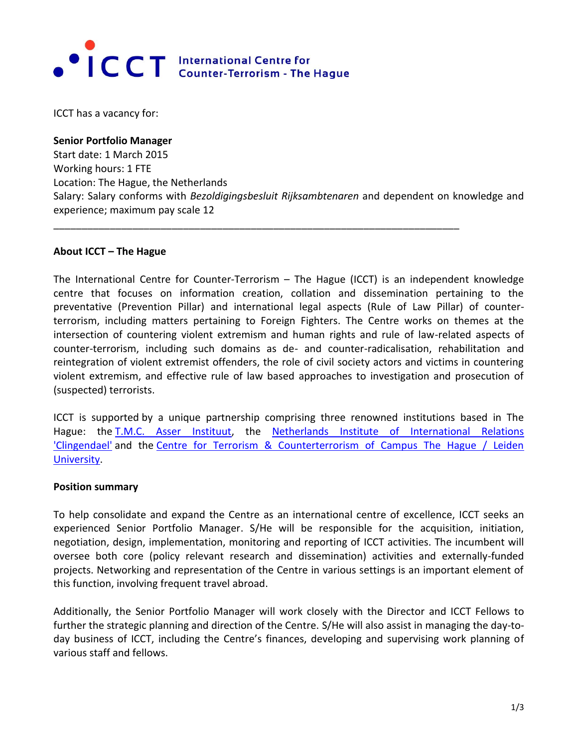ICCT International Centre for Counter-Terrorism - The Hague

ICCT has a vacancy for:

**Senior Portfolio Manager**
Start date: 1 March 2015
Working hours: 1 FTE
Location: The Hague, the Netherlands
Salary: Salary conforms with *Bezoldigingsbesluit Rijksambtenaren* and dependent on knowledge and experience; maximum pay scale 12

---

**About ICCT – The Hague**

The International Centre for Counter-Terrorism – The Hague (ICCT) is an independent knowledge centre that focuses on information creation, collation and dissemination pertaining to the preventative (Prevention Pillar) and international legal aspects (Rule of Law Pillar) of counter-terrorism, including matters pertaining to Foreign Fighters. The Centre works on themes at the intersection of countering violent extremism and human rights and rule of law-related aspects of counter-terrorism, including such domains as de- and counter-radicalisation, rehabilitation and reintegration of violent extremist offenders, the role of civil society actors and victims in countering violent extremism, and effective rule of law based approaches to investigation and prosecution of (suspected) terrorists.

ICCT is supported by a unique partnership comprising three renowned institutions based in The Hague: the T.M.C. Asser Instituut, the Netherlands Institute of International Relations 'Clingendael' and the Centre for Terrorism & Counterterrorism of Campus The Hague / Leiden University.

**Position summary**

To help consolidate and expand the Centre as an international centre of excellence, ICCT seeks an experienced Senior Portfolio Manager. S/He will be responsible for the acquisition, initiation, negotiation, design, implementation, monitoring and reporting of ICCT activities. The incumbent will oversee both core (policy relevant research and dissemination) activities and externally-funded projects. Networking and representation of the Centre in various settings is an important element of this function, involving frequent travel abroad.

Additionally, the Senior Portfolio Manager will work closely with the Director and ICCT Fellows to further the strategic planning and direction of the Centre. S/He will also assist in managing the day-to-day business of ICCT, including the Centre's finances, developing and supervising work planning of various staff and fellows.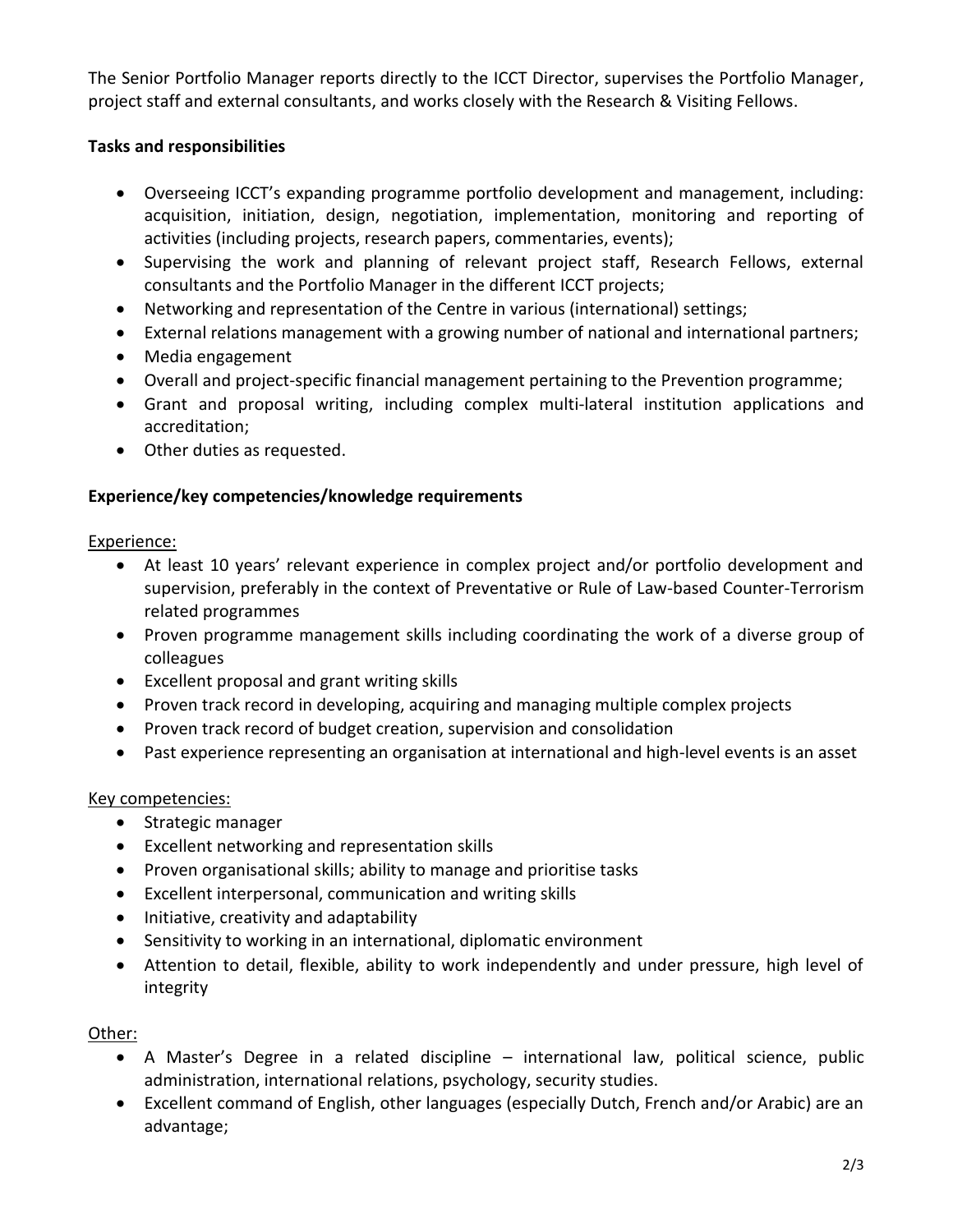The Senior Portfolio Manager reports directly to the ICCT Director, supervises the Portfolio Manager, project staff and external consultants, and works closely with the Research & Visiting Fellows.

**Tasks and responsibilities**

- Overseeing ICCT's expanding programme portfolio development and management, including: acquisition, initiation, design, negotiation, implementation, monitoring and reporting of activities (including projects, research papers, commentaries, events);
- Supervising the work and planning of relevant project staff, Research Fellows, external consultants and the Portfolio Manager in the different ICCT projects;
- Networking and representation of the Centre in various (international) settings;
- External relations management with a growing number of national and international partners;
- Media engagement
- Overall and project-specific financial management pertaining to the Prevention programme;
- Grant and proposal writing, including complex multi-lateral institution applications and accreditation;
- Other duties as requested.

**Experience/key competencies/knowledge requirements**

Experience:

- At least 10 years' relevant experience in complex project and/or portfolio development and supervision, preferably in the context of Preventative or Rule of Law-based Counter-Terrorism related programmes
- Proven programme management skills including coordinating the work of a diverse group of colleagues
- Excellent proposal and grant writing skills
- Proven track record in developing, acquiring and managing multiple complex projects
- Proven track record of budget creation, supervision and consolidation
- Past experience representing an organisation at international and high-level events is an asset

Key competencies:

- Strategic manager
- Excellent networking and representation skills
- Proven organisational skills; ability to manage and prioritise tasks
- Excellent interpersonal, communication and writing skills
- Initiative, creativity and adaptability
- Sensitivity to working in an international, diplomatic environment
- Attention to detail, flexible, ability to work independently and under pressure, high level of integrity

Other:

- A Master's Degree in a related discipline – international law, political science, public administration, international relations, psychology, security studies.
- Excellent command of English, other languages (especially Dutch, French and/or Arabic) are an advantage;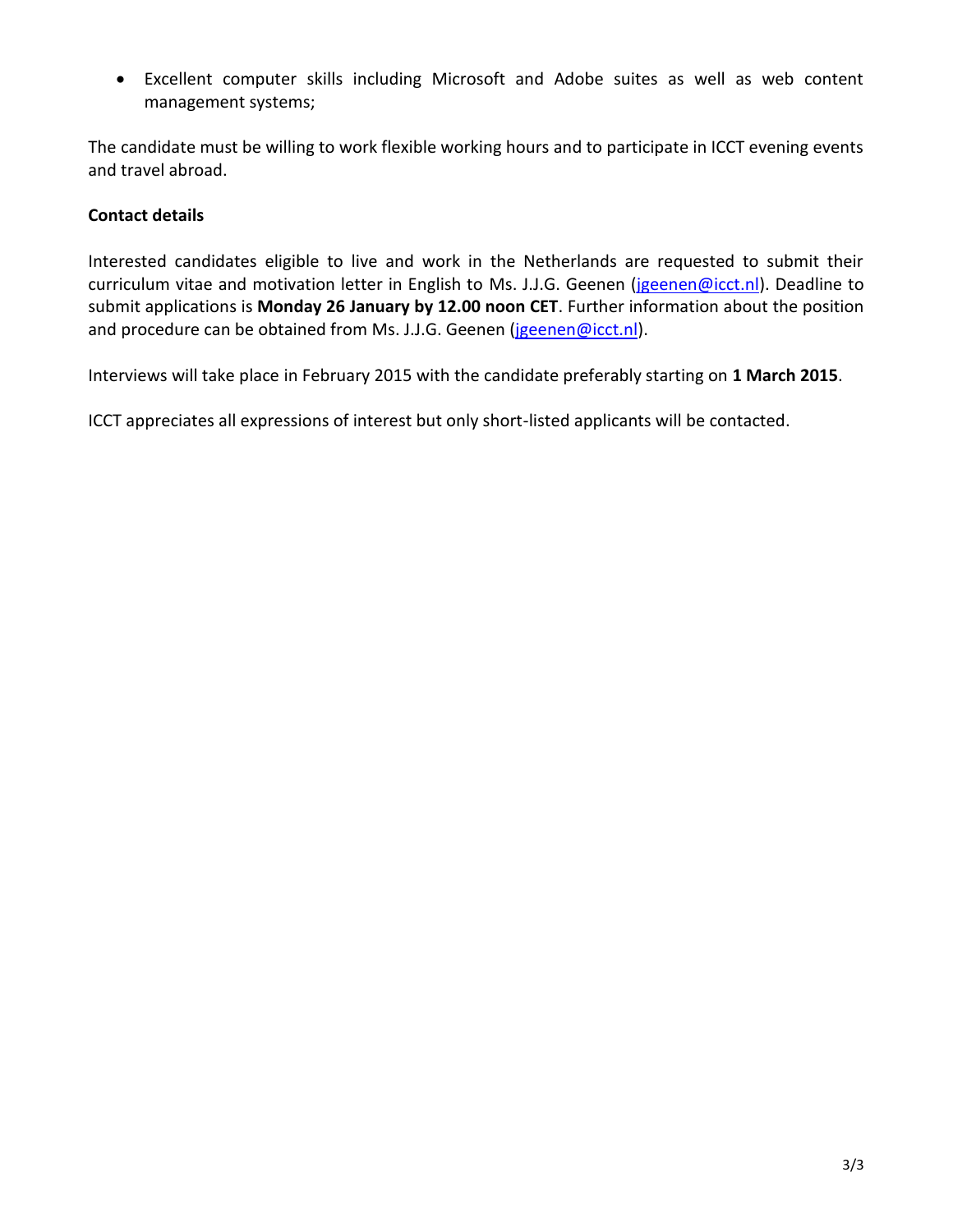- Excellent computer skills including Microsoft and Adobe suites as well as web content management systems;

The candidate must be willing to work flexible working hours and to participate in ICCT evening events and travel abroad.

**Contact details**

Interested candidates eligible to live and work in the Netherlands are requested to submit their curriculum vitae and motivation letter in English to Ms. J.J.G. Geenen (jgeenen@icct.nl). Deadline to submit applications is **Monday 26 January by 12.00 noon CET**. Further information about the position and procedure can be obtained from Ms. J.J.G. Geenen (jgeenen@icct.nl).

Interviews will take place in February 2015 with the candidate preferably starting on **1 March 2015**.

ICCT appreciates all expressions of interest but only short-listed applicants will be contacted.